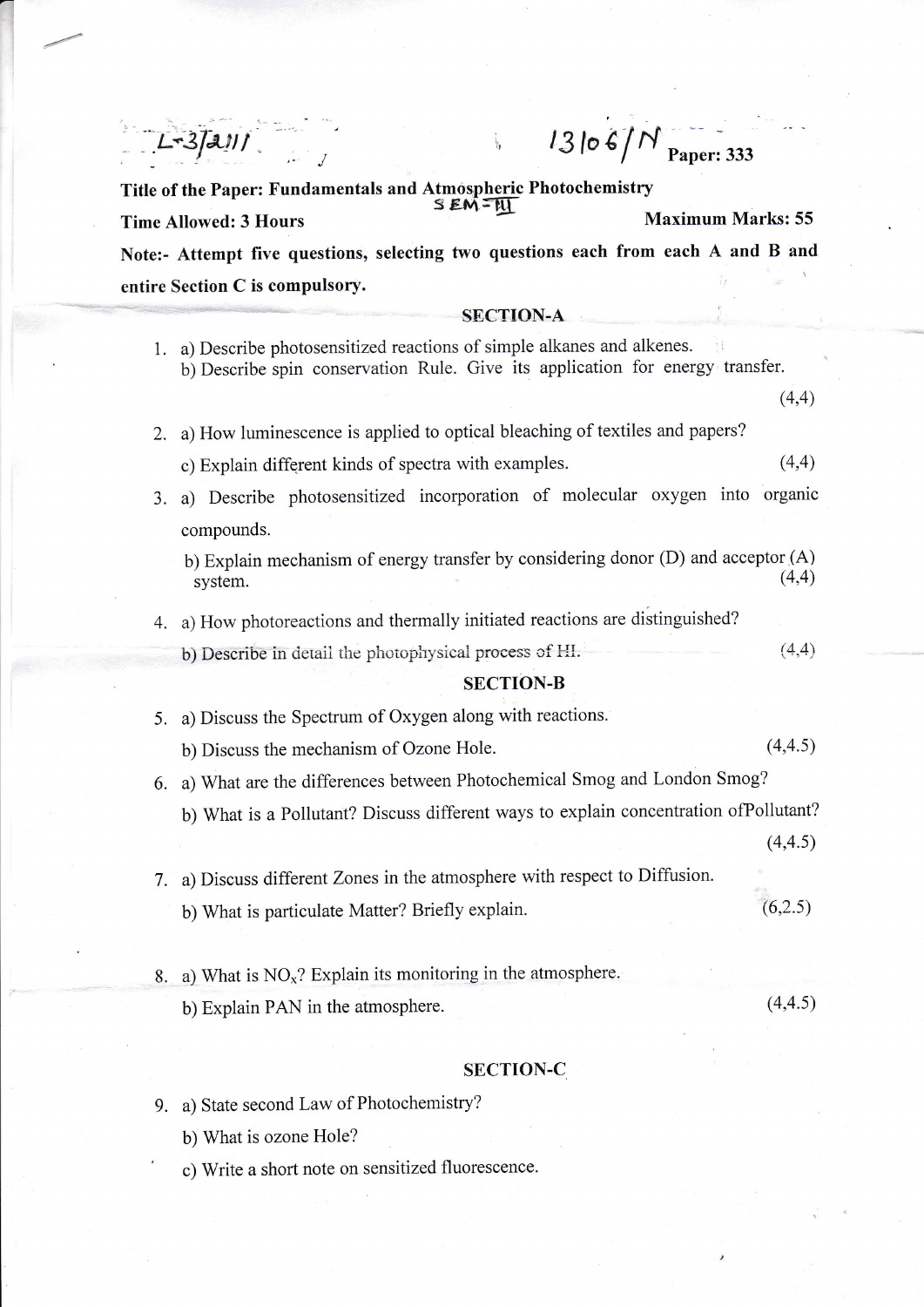L-3/2011 13106/N **Paper: 333**

**Title of the Paper: Fundamentals and Atmospheric Photochemistry**

SEM-III

**Time Allowed: 3 Hours** **Maximum Marks: 55**

**Note:- Attempt five questions, selecting two questions each from each A and B and entire Section C is compulsory.**

## SECTION-A

1. a) Describe photosensitized reactions of simple alkanes and alkenes.
   b) Describe spin conservation Rule. Give its application for energy transfer. (4,4)

2. a) How luminescence is applied to optical bleaching of textiles and papers?
   c) Explain different kinds of spectra with examples. (4,4)

3. a) Describe photosensitized incorporation of molecular oxygen into organic compounds.
   b) Explain mechanism of energy transfer by considering donor (D) and acceptor (A) system. (4,4)

4. a) How photoreactions and thermally initiated reactions are distinguished?
   b) Describe in detail the photophysical process of HI. (4,4)

## SECTION-B

5. a) Discuss the Spectrum of Oxygen along with reactions.
   b) Discuss the mechanism of Ozone Hole. (4,4.5)

6. a) What are the differences between Photochemical Smog and London Smog?
   b) What is a Pollutant? Discuss different ways to explain concentration ofPollutant? (4,4.5)

7. a) Discuss different Zones in the atmosphere with respect to Diffusion.
   b) What is particulate Matter? Briefly explain. (6,2.5)

8. a) What is $NO_x$? Explain its monitoring in the atmosphere.
   b) Explain PAN in the atmosphere. (4,4.5)

## SECTION-C

9. a) State second Law of Photochemistry?
   b) What is ozone Hole?
   c) Write a short note on sensitized fluorescence.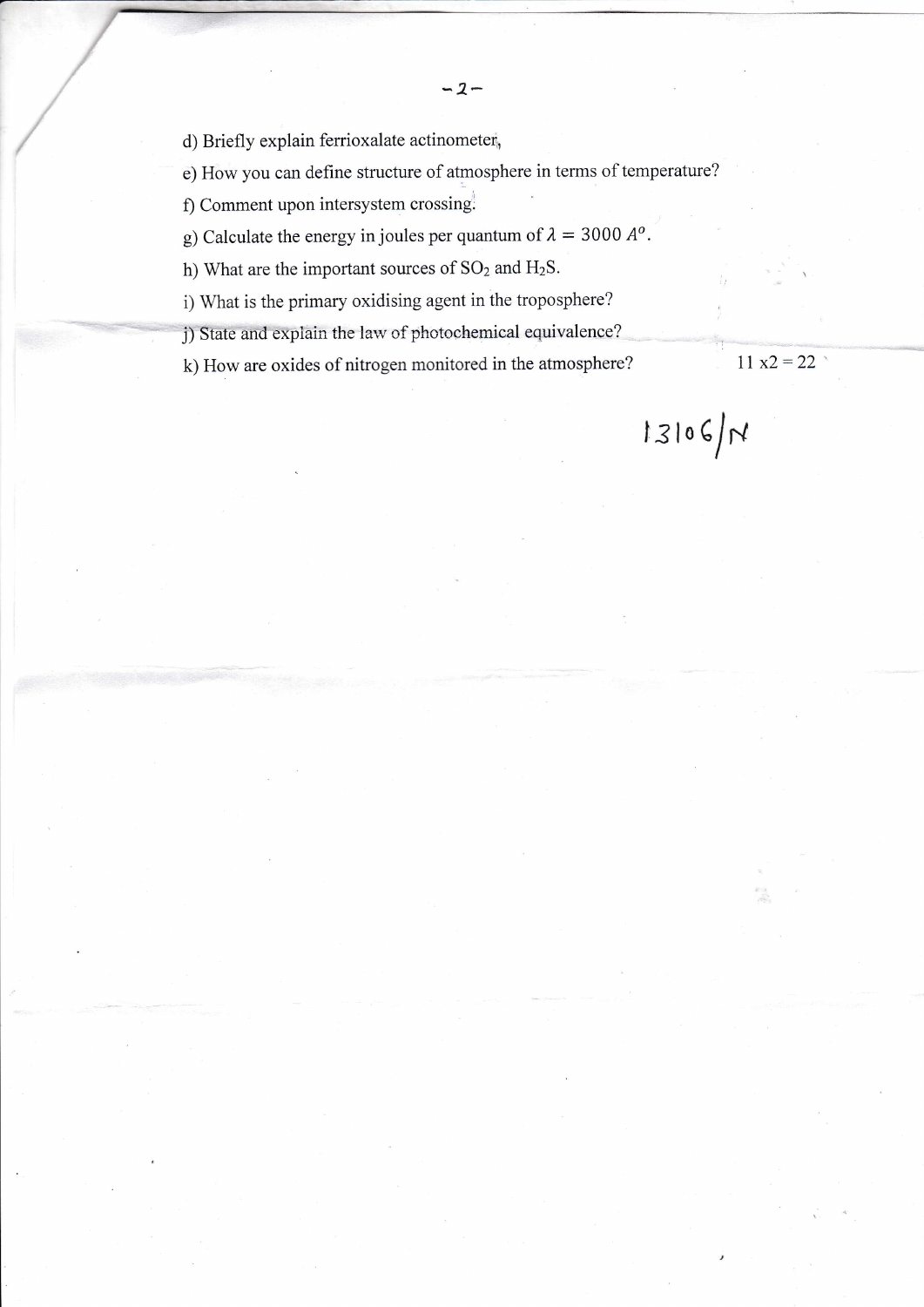d) Briefly explain ferrioxalate actinometer,

e) How you can define structure of atmosphere in terms of temperature?

f) Comment upon intersystem crossing.

g) Calculate the energy in joules per quantum of $\lambda = 3000\ A^o$.

h) What are the important sources of $SO_2$ and $H_2S$.

i) What is the primary oxidising agent in the troposphere?

j) State and explain the law of photochemical equivalence?

k) How are oxides of nitrogen monitored in the atmosphere? $11 \times 2 = 22$

13106/N